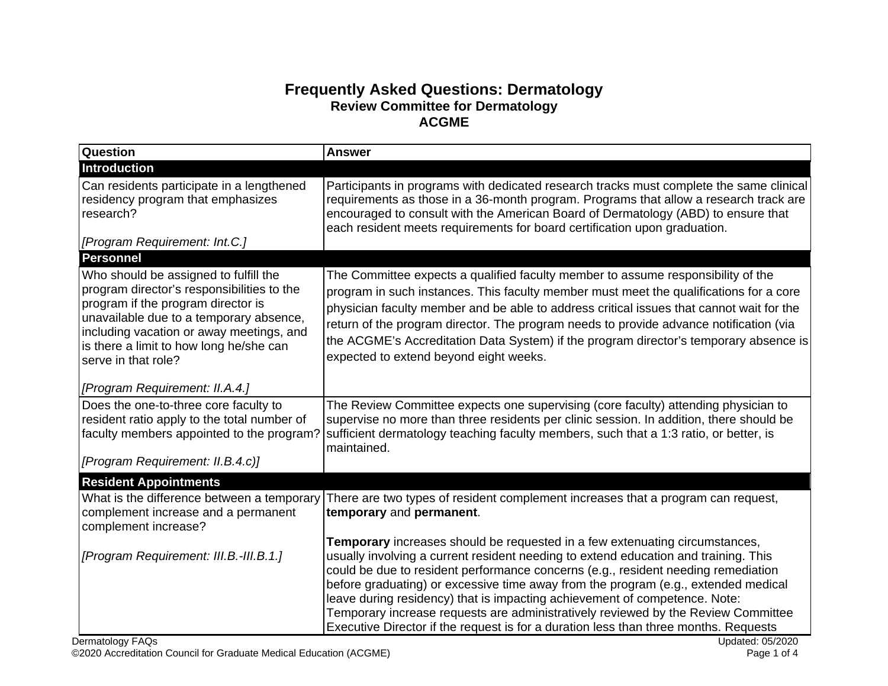# Frequently Asked Questions: Dermatology

## Review Committee for Dermatology

## ACGME

| Question | Answer |
|---|---|
| **Introduction** | |
| Can residents participate in a lengthened residency program that emphasizes research?<br><br>*[Program Requirement: Int.C.]* | Participants in programs with dedicated research tracks must complete the same clinical requirements as those in a 36-month program. Programs that allow a research track are encouraged to consult with the American Board of Dermatology (ABD) to ensure that each resident meets requirements for board certification upon graduation. |
| **Personnel** | |
| Who should be assigned to fulfill the program director's responsibilities to the program if the program director is unavailable due to a temporary absence, including vacation or away meetings, and is there a limit to how long he/she can serve in that role?<br><br>*[Program Requirement: II.A.4.]* | The Committee expects a qualified faculty member to assume responsibility of the program in such instances. This faculty member must meet the qualifications for a core physician faculty member and be able to address critical issues that cannot wait for the return of the program director. The program needs to provide advance notification (via the ACGME's Accreditation Data System) if the program director's temporary absence is expected to extend beyond eight weeks. |
| Does the one-to-three core faculty to resident ratio apply to the total number of faculty members appointed to the program?<br><br>*[Program Requirement: II.B.4.c)]* | The Review Committee expects one supervising (core faculty) attending physician to supervise no more than three residents per clinic session. In addition, there should be sufficient dermatology teaching faculty members, such that a 1:3 ratio, or better, is maintained. |
| **Resident Appointments** | |
| What is the difference between a temporary complement increase and a permanent complement increase?<br><br>*[Program Requirement: III.B.-III.B.1.]* | There are two types of resident complement increases that a program can request, **temporary** and **permanent**.<br><br>**Temporary** increases should be requested in a few extenuating circumstances, usually involving a current resident needing to extend education and training. This could be due to resident performance concerns (e.g., resident needing remediation before graduating) or excessive time away from the program (e.g., extended medical leave during residency) that is impacting achievement of competence. Note: Temporary increase requests are administratively reviewed by the Review Committee Executive Director if the request is for a duration less than three months. Requests |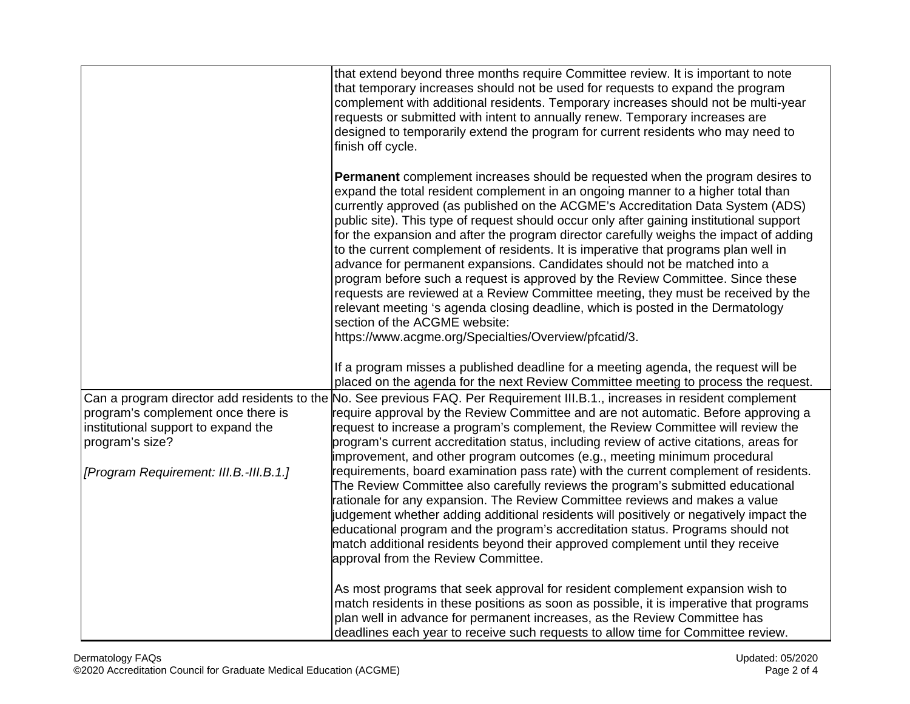| | |
|---|---|
| | that extend beyond three months require Committee review. It is important to note that temporary increases should not be used for requests to expand the program complement with additional residents. Temporary increases should not be multi-year requests or submitted with intent to annually renew. Temporary increases are designed to temporarily extend the program for current residents who may need to finish off cycle.<br><br>**Permanent** complement increases should be requested when the program desires to expand the total resident complement in an ongoing manner to a higher total than currently approved (as published on the ACGME's Accreditation Data System (ADS) public site). This type of request should occur only after gaining institutional support for the expansion and after the program director carefully weighs the impact of adding to the current complement of residents. It is imperative that programs plan well in advance for permanent expansions. Candidates should not be matched into a program before such a request is approved by the Review Committee. Since these requests are reviewed at a Review Committee meeting, they must be received by the relevant meeting 's agenda closing deadline, which is posted in the Dermatology section of the ACGME website: https://www.acgme.org/Specialties/Overview/pfcatid/3.<br><br>If a program misses a published deadline for a meeting agenda, the request will be placed on the agenda for the next Review Committee meeting to process the request. |
| Can a program director add residents to the program's complement once there is institutional support to expand the program's size?<br><br>*[Program Requirement: III.B.-III.B.1.]* | No. See previous FAQ. Per Requirement III.B.1., increases in resident complement require approval by the Review Committee and are not automatic. Before approving a request to increase a program's complement, the Review Committee will review the program's current accreditation status, including review of active citations, areas for improvement, and other program outcomes (e.g., meeting minimum procedural requirements, board examination pass rate) with the current complement of residents. The Review Committee also carefully reviews the program's submitted educational rationale for any expansion. The Review Committee reviews and makes a value judgement whether adding additional residents will positively or negatively impact the educational program and the program's accreditation status. Programs should not match additional residents beyond their approved complement until they receive approval from the Review Committee.<br><br>As most programs that seek approval for resident complement expansion wish to match residents in these positions as soon as possible, it is imperative that programs plan well in advance for permanent increases, as the Review Committee has deadlines each year to receive such requests to allow time for Committee review. |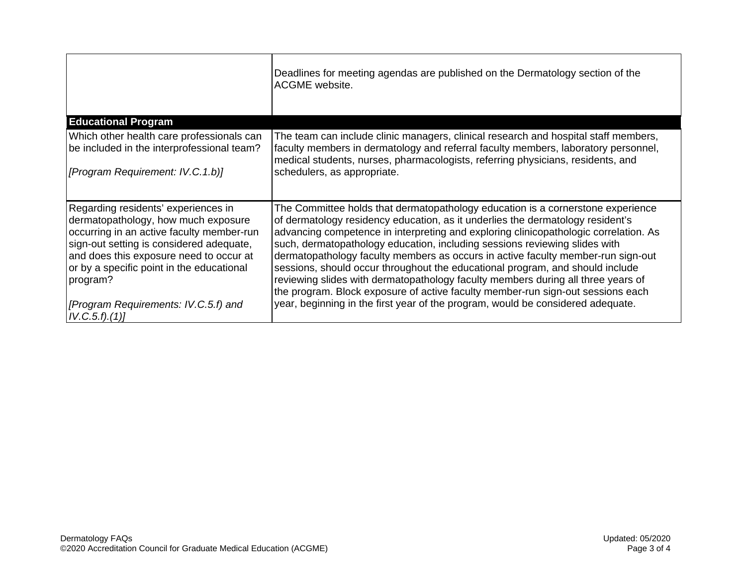| | |
|---|---|
| | Deadlines for meeting agendas are published on the Dermatology section of the ACGME website. |
| **Educational Program** | |
| Which other health care professionals can be included in the interprofessional team?<br><br>*[Program Requirement: IV.C.1.b)]* | The team can include clinic managers, clinical research and hospital staff members, faculty members in dermatology and referral faculty members, laboratory personnel, medical students, nurses, pharmacologists, referring physicians, residents, and schedulers, as appropriate. |
| Regarding residents' experiences in dermatopathology, how much exposure occurring in an active faculty member-run sign-out setting is considered adequate, and does this exposure need to occur at or by a specific point in the educational program?<br><br>*[Program Requirements: IV.C.5.f) and IV.C.5.f).(1)]* | The Committee holds that dermatopathology education is a cornerstone experience of dermatology residency education, as it underlies the dermatology resident's advancing competence in interpreting and exploring clinicopathologic correlation. As such, dermatopathology education, including sessions reviewing slides with dermatopathology faculty members as occurs in active faculty member-run sign-out sessions, should occur throughout the educational program, and should include reviewing slides with dermatopathology faculty members during all three years of the program. Block exposure of active faculty member-run sign-out sessions each year, beginning in the first year of the program, would be considered adequate. |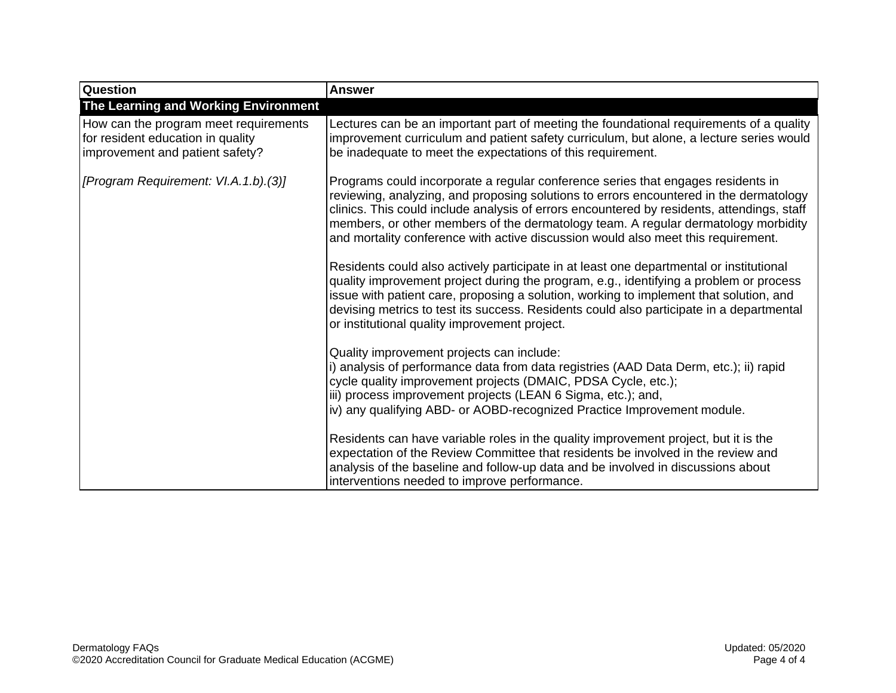| Question | Answer |
|---|---|
| **The Learning and Working Environment** | |
| How can the program meet requirements for resident education in quality improvement and patient safety?<br><br>*[Program Requirement: VI.A.1.b).(3)]* | Lectures can be an important part of meeting the foundational requirements of a quality improvement curriculum and patient safety curriculum, but alone, a lecture series would be inadequate to meet the expectations of this requirement.<br><br>Programs could incorporate a regular conference series that engages residents in reviewing, analyzing, and proposing solutions to errors encountered in the dermatology clinics. This could include analysis of errors encountered by residents, attendings, staff members, or other members of the dermatology team. A regular dermatology morbidity and mortality conference with active discussion would also meet this requirement.<br><br>Residents could also actively participate in at least one departmental or institutional quality improvement project during the program, e.g., identifying a problem or process issue with patient care, proposing a solution, working to implement that solution, and devising metrics to test its success. Residents could also participate in a departmental or institutional quality improvement project.<br><br>Quality improvement projects can include:<br>i) analysis of performance data from data registries (AAD Data Derm, etc.); ii) rapid cycle quality improvement projects (DMAIC, PDSA Cycle, etc.);<br>iii) process improvement projects (LEAN 6 Sigma, etc.); and,<br>iv) any qualifying ABD- or AOBD-recognized Practice Improvement module.<br><br>Residents can have variable roles in the quality improvement project, but it is the expectation of the Review Committee that residents be involved in the review and analysis of the baseline and follow-up data and be involved in discussions about interventions needed to improve performance. |